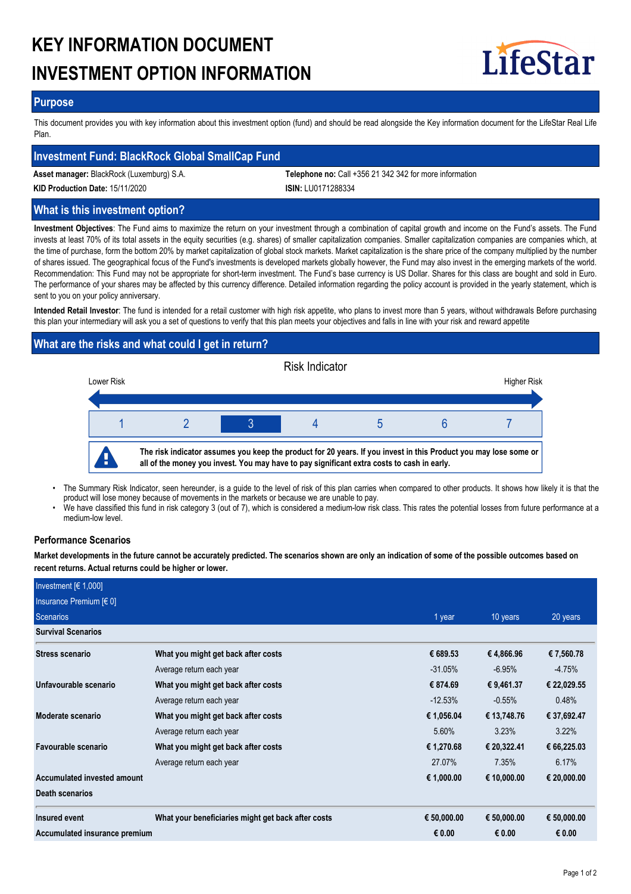# KEY INFORMATION DOCUMENT
# INVESTMENT OPTION INFORMATION

LifeStar

## Purpose

This document provides you with key information about this investment option (fund) and should be read alongside the Key information document for the LifeStar Real Life Plan.

## Investment Fund: BlackRock Global SmallCap Fund

**Asset manager:** BlackRock (Luxemburg) S.A.

**Telephone no:** Call +356 21 342 342 for more information

**KID Production Date:** 15/11/2020

**ISIN:** LU0171288334

## What is this investment option?

**Investment Objectives**: The Fund aims to maximize the return on your investment through a combination of capital growth and income on the Fund's assets. The Fund invests at least 70% of its total assets in the equity securities (e.g. shares) of smaller capitalization companies. Smaller capitalization companies are companies which, at the time of purchase, form the bottom 20% by market capitalization of global stock markets. Market capitalization is the share price of the company multiplied by the number of shares issued. The geographical focus of the Fund's investments is developed markets globally however, the Fund may also invest in the emerging markets of the world. Recommendation: This Fund may not be appropriate for short-term investment. The Fund's base currency is US Dollar. Shares for this class are bought and sold in Euro. The performance of your shares may be affected by this currency difference. Detailed information regarding the policy account is provided in the yearly statement, which is sent to you on your policy anniversary.

**Intended Retail Investor**: The fund is intended for a retail customer with high risk appetite, who plans to invest more than 5 years, without withdrawals Before purchasing this plan your intermediary will ask you a set of questions to verify that this plan meets your objectives and falls in line with your risk and reward appetite

## What are the risks and what could I get in return?

Risk Indicator

Lower Risk — Higher Risk

| 1 | 2 | **3** | 4 | 5 | 6 | 7 |
|---|---|---|---|---|---|---|

**The risk indicator assumes you keep the product for 20 years. If you invest in this Product you may lose some or all of the money you invest. You may have to pay significant extra costs to cash in early.**

- The Summary Risk Indicator, seen hereunder, is a guide to the level of risk of this plan carries when compared to other products. It shows how likely it is that the product will lose money because of movements in the markets or because we are unable to pay.
- We have classified this fund in risk category 3 (out of 7), which is considered a medium-low risk class. This rates the potential losses from future performance at a medium-low level.

### Performance Scenarios

**Market developments in the future cannot be accurately predicted. The scenarios shown are only an indication of some of the possible outcomes based on recent returns. Actual returns could be higher or lower.**

| Investment [€ 1,000] | | | | |
|---|---|---|---|---|
| Insurance Premium [€ 0] | | | | |
| Scenarios | | 1 year | 10 years | 20 years |
| **Survival Scenarios** | | | | |
| **Stress scenario** | **What you might get back after costs** | **€ 689.53** | **€ 4,866.96** | **€ 7,560.78** |
| | Average return each year | -31.05% | -6.95% | -4.75% |
| **Unfavourable scenario** | **What you might get back after costs** | **€ 874.69** | **€ 9,461.37** | **€ 22,029.55** |
| | Average return each year | -12.53% | -0.55% | 0.48% |
| **Moderate scenario** | **What you might get back after costs** | **€ 1,056.04** | **€ 13,748.76** | **€ 37,692.47** |
| | Average return each year | 5.60% | 3.23% | 3.22% |
| **Favourable scenario** | **What you might get back after costs** | **€ 1,270.68** | **€ 20,322.41** | **€ 66,225.03** |
| | Average return each year | 27.07% | 7.35% | 6.17% |
| **Accumulated invested amount** | | **€ 1,000.00** | **€ 10,000.00** | **€ 20,000.00** |
| **Death scenarios** | | | | |
| **Insured event** | **What your beneficiaries might get back after costs** | **€ 50,000.00** | **€ 50,000.00** | **€ 50,000.00** |
| **Accumulated insurance premium** | | **€ 0.00** | **€ 0.00** | **€ 0.00** |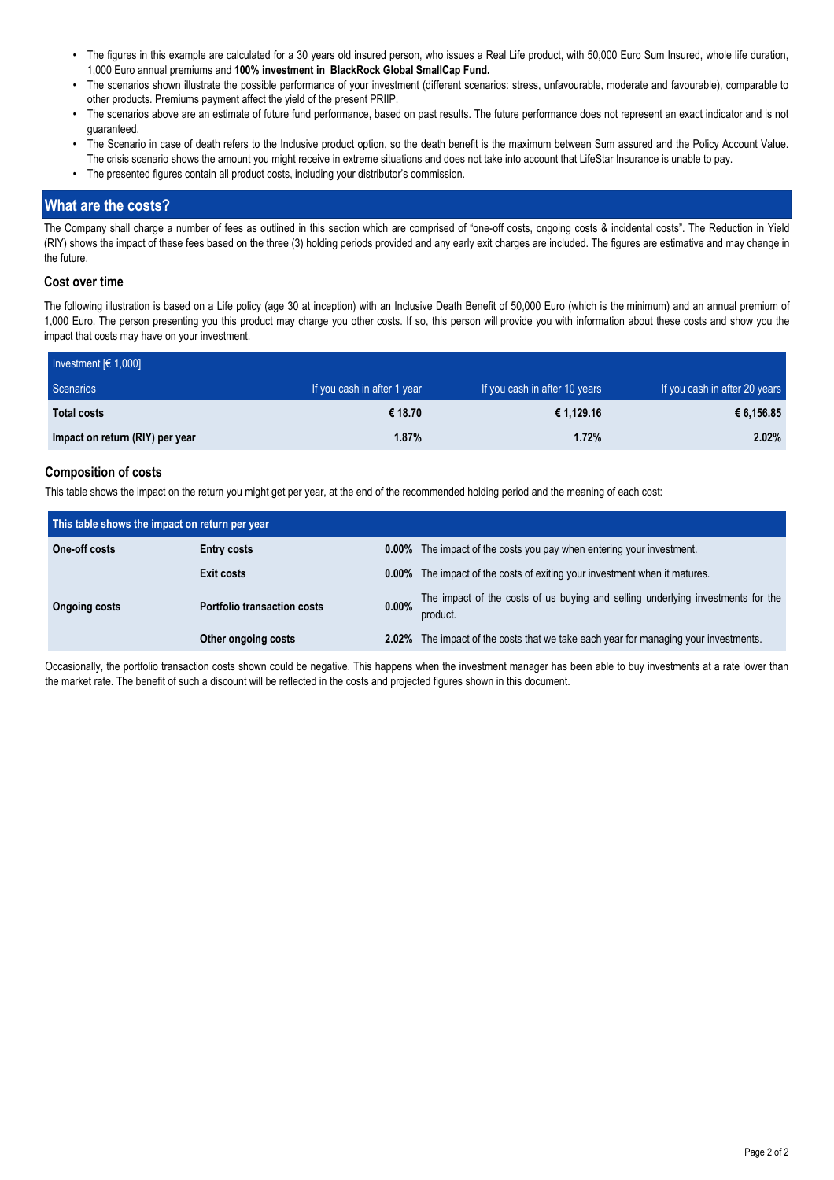- The figures in this example are calculated for a 30 years old insured person, who issues a Real Life product, with 50,000 Euro Sum Insured, whole life duration, 1,000 Euro annual premiums and **100% investment in BlackRock Global SmallCap Fund.**
- The scenarios shown illustrate the possible performance of your investment (different scenarios: stress, unfavourable, moderate and favourable), comparable to other products. Premiums payment affect the yield of the present PRIIP.
- The scenarios above are an estimate of future fund performance, based on past results. The future performance does not represent an exact indicator and is not guaranteed.
- The Scenario in case of death refers to the Inclusive product option, so the death benefit is the maximum between Sum assured and the Policy Account Value. The crisis scenario shows the amount you might receive in extreme situations and does not take into account that LifeStar Insurance is unable to pay.
- The presented figures contain all product costs, including your distributor's commission.

## What are the costs?

The Company shall charge a number of fees as outlined in this section which are comprised of "one-off costs, ongoing costs & incidental costs". The Reduction in Yield (RIY) shows the impact of these fees based on the three (3) holding periods provided and any early exit charges are included. The figures are estimative and may change in the future.

### Cost over time

The following illustration is based on a Life policy (age 30 at inception) with an Inclusive Death Benefit of 50,000 Euro (which is the minimum) and an annual premium of 1,000 Euro. The person presenting you this product may charge you other costs. If so, this person will provide you with information about these costs and show you the impact that costs may have on your investment.

| Investment [€ 1,000] | | | |
|---|---|---|---|
| Scenarios | If you cash in after 1 year | If you cash in after 10 years | If you cash in after 20 years |
| **Total costs** | **€ 18.70** | **€ 1,129.16** | **€ 6,156.85** |
| **Impact on return (RIY) per year** | **1.87%** | **1.72%** | **2.02%** |

### Composition of costs

This table shows the impact on the return you might get per year, at the end of the recommended holding period and the meaning of each cost:

| This table shows the impact on return per year | | | |
|---|---|---|---|
| **One-off costs** | **Entry costs** | **0.00%** | The impact of the costs you pay when entering your investment. |
| | **Exit costs** | **0.00%** | The impact of the costs of exiting your investment when it matures. |
| **Ongoing costs** | **Portfolio transaction costs** | **0.00%** | The impact of the costs of us buying and selling underlying investments for the product. |
| | **Other ongoing costs** | **2.02%** | The impact of the costs that we take each year for managing your investments. |

Occasionally, the portfolio transaction costs shown could be negative. This happens when the investment manager has been able to buy investments at a rate lower than the market rate. The benefit of such a discount will be reflected in the costs and projected figures shown in this document.